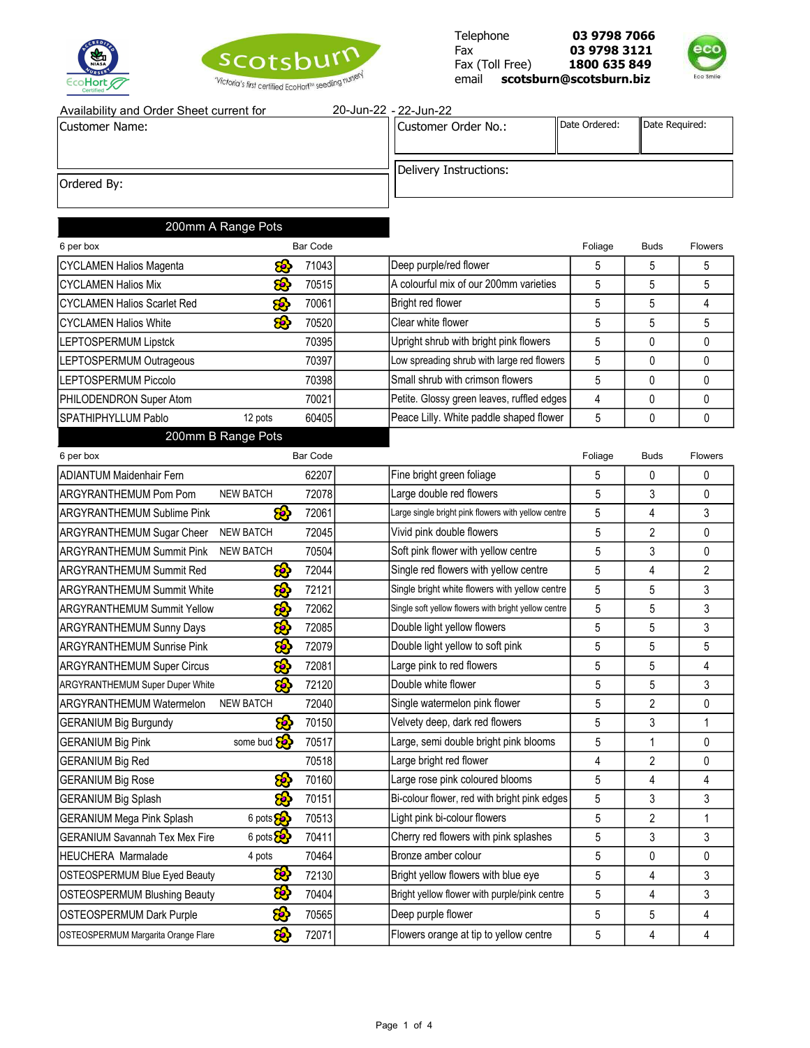Telephone **03 9798 7066**
Fax **03 9798 3121**
Fax (Toll Free) **1800 635 849**
email **scotsburn@scotsburn.biz**

scotsburn — "Victoria's first certified EcoHort™ seedling nursery"

Availability and Order Sheet current for 20-Jun-22 - 22-Jun-22

| Customer Name: | Customer Order No.: | Date Ordered: | Date Required: |
|---|---|---|---|
| Ordered By: | Delivery Instructions: | | |

## 200mm A Range Pots

| 6 per box | | Bar Code | | | Foliage | Buds | Flowers |
|---|---|---|---|---|---|---|---|
| CYCLAMEN Halios Magenta | ✿ | 71043 | | Deep purple/red flower | 5 | 5 | 5 |
| CYCLAMEN Halios Mix | ✿ | 70515 | | A colourful mix of our 200mm varieties | 5 | 5 | 5 |
| CYCLAMEN Halios Scarlet Red | ✿ | 70061 | | Bright red flower | 5 | 5 | 4 |
| CYCLAMEN Halios White | ✿ | 70520 | | Clear white flower | 5 | 5 | 5 |
| LEPTOSPERMUM Lipstck | | 70395 | | Upright shrub with bright pink flowers | 5 | 0 | 0 |
| LEPTOSPERMUM Outrageous | | 70397 | | Low spreading shrub with large red flowers | 5 | 0 | 0 |
| LEPTOSPERMUM Piccolo | | 70398 | | Small shrub with crimson flowers | 5 | 0 | 0 |
| PHILODENDRON Super Atom | | 70021 | | Petite. Glossy green leaves, ruffled edges | 4 | 0 | 0 |
| SPATHIPHYLLUM Pablo | 12 pots | 60405 | | Peace Lilly. White paddle shaped flower | 5 | 0 | 0 |

## 200mm B Range Pots

| 6 per box | | Bar Code | | | Foliage | Buds | Flowers |
|---|---|---|---|---|---|---|---|
| ADIANTUM Maidenhair Fern | | 62207 | | Fine bright green foliage | 5 | 0 | 0 |
| ARGYRANTHEMUM Pom Pom | NEW BATCH | 72078 | | Large double red flowers | 5 | 3 | 0 |
| ARGYRANTHEMUM Sublime Pink | ✿ | 72061 | | Large single bright pink flowers with yellow centre | 5 | 4 | 3 |
| ARGYRANTHEMUM Sugar Cheer | NEW BATCH | 72045 | | Vivid pink double flowers | 5 | 2 | 0 |
| ARGYRANTHEMUM Summit Pink | NEW BATCH | 70504 | | Soft pink flower with yellow centre | 5 | 3 | 0 |
| ARGYRANTHEMUM Summit Red | ✿ | 72044 | | Single red flowers with yellow centre | 5 | 4 | 2 |
| ARGYRANTHEMUM Summit White | ✿ | 72121 | | Single bright white flowers with yellow centre | 5 | 5 | 3 |
| ARGYRANTHEMUM Summit Yellow | ✿ | 72062 | | Single soft yellow flowers with bright yellow centre | 5 | 5 | 3 |
| ARGYRANTHEMUM Sunny Days | ✿ | 72085 | | Double light yellow flowers | 5 | 5 | 3 |
| ARGYRANTHEMUM Sunrise Pink | ✿ | 72079 | | Double light yellow to soft pink | 5 | 5 | 5 |
| ARGYRANTHEMUM Super Circus | ✿ | 72081 | | Large pink to red flowers | 5 | 5 | 4 |
| ARGYRANTHEMUM Super Duper White | ✿ | 72120 | | Double white flower | 5 | 5 | 3 |
| ARGYRANTHEMUM Watermelon | NEW BATCH | 72040 | | Single watermelon pink flower | 5 | 2 | 0 |
| GERANIUM Big Burgundy | ✿ | 70150 | | Velvety deep, dark red flowers | 5 | 3 | 1 |
| GERANIUM Big Pink | some bud ✿ | 70517 | | Large, semi double bright pink blooms | 5 | 1 | 0 |
| GERANIUM Big Red | | 70518 | | Large bright red flower | 4 | 2 | 0 |
| GERANIUM Big Rose | ✿ | 70160 | | Large rose pink coloured blooms | 5 | 4 | 4 |
| GERANIUM Big Splash | ✿ | 70151 | | Bi-colour flower, red with bright pink edges | 5 | 3 | 3 |
| GERANIUM Mega Pink Splash | 6 pots ✿ | 70513 | | Light pink bi-colour flowers | 5 | 2 | 1 |
| GERANIUM Savannah Tex Mex Fire | 6 pots ✿ | 70411 | | Cherry red flowers with pink splashes | 5 | 3 | 3 |
| HEUCHERA Marmalade | 4 pots | 70464 | | Bronze amber colour | 5 | 0 | 0 |
| OSTEOSPERMUM Blue Eyed Beauty | ✿ | 72130 | | Bright yellow flowers with blue eye | 5 | 4 | 3 |
| OSTEOSPERMUM Blushing Beauty | ✿ | 70404 | | Bright yellow flower with purple/pink centre | 5 | 4 | 3 |
| OSTEOSPERMUM Dark Purple | ✿ | 70565 | | Deep purple flower | 5 | 5 | 4 |
| OSTEOSPERMUM Margarita Orange Flare | ✿ | 72071 | | Flowers orange at tip to yellow centre | 5 | 4 | 4 |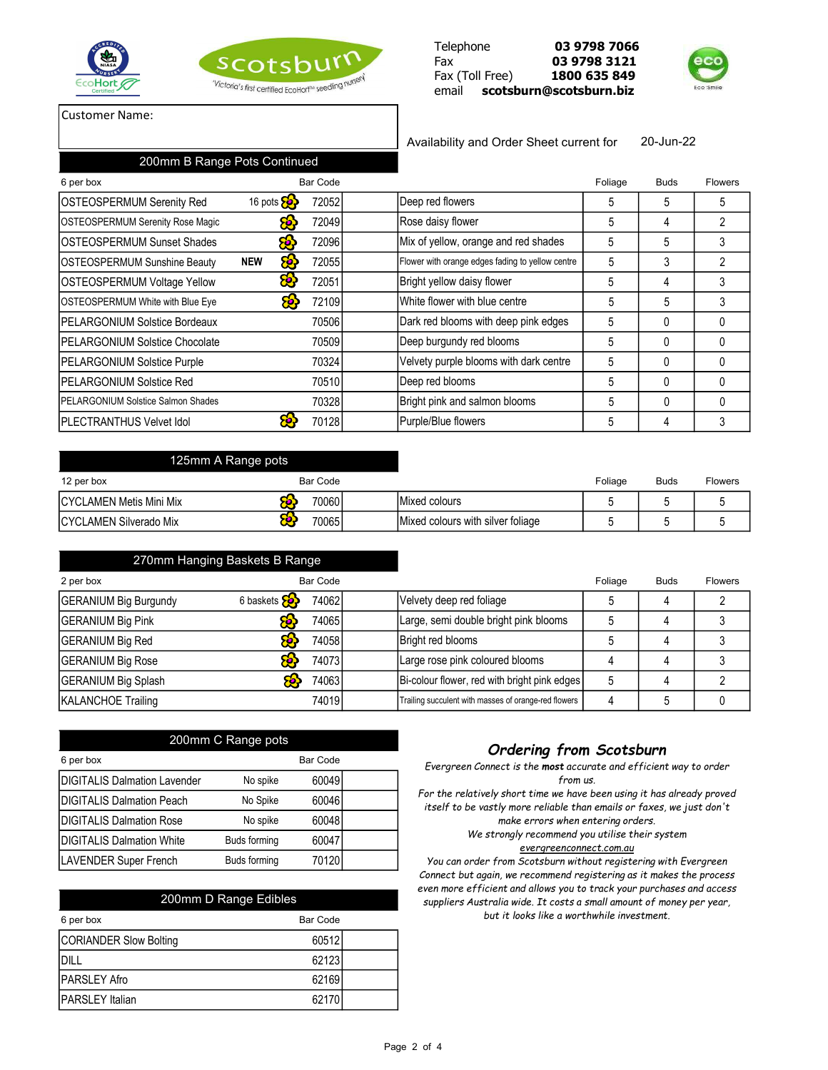Telephone **03 9798 7066**
Fax **03 9798 3121**
Fax (Toll Free) **1800 635 849**
email **scotsburn@scotsburn.biz**

scotsburn — 'Victoria's first certified EcoHort™ seedling nursery'

Customer Name:

Availability and Order Sheet current for 20-Jun-22

## 200mm B Range Pots Continued

| 6 per box | | Bar Code | | Foliage | Buds | Flowers |
|---|---|---|---|---|---|---|
| OSTEOSPERMUM Serenity Red | 16 pots | 72052 | Deep red flowers | 5 | 5 | 5 |
| OSTEOSPERMUM Serenity Rose Magic | | 72049 | Rose daisy flower | 5 | 4 | 2 |
| OSTEOSPERMUM Sunset Shades | | 72096 | Mix of yellow, orange and red shades | 5 | 5 | 3 |
| OSTEOSPERMUM Sunshine Beauty | NEW | 72055 | Flower with orange edges fading to yellow centre | 5 | 3 | 2 |
| OSTEOSPERMUM Voltage Yellow | | 72051 | Bright yellow daisy flower | 5 | 4 | 3 |
| OSTEOSPERMUM White with Blue Eye | | 72109 | White flower with blue centre | 5 | 5 | 3 |
| PELARGONIUM Solstice Bordeaux | | 70506 | Dark red blooms with deep pink edges | 5 | 0 | 0 |
| PELARGONIUM Solstice Chocolate | | 70509 | Deep burgundy red blooms | 5 | 0 | 0 |
| PELARGONIUM Solstice Purple | | 70324 | Velvety purple blooms with dark centre | 5 | 0 | 0 |
| PELARGONIUM Solstice Red | | 70510 | Deep red blooms | 5 | 0 | 0 |
| PELARGONIUM Solstice Salmon Shades | | 70328 | Bright pink and salmon blooms | 5 | 0 | 0 |
| PLECTRANTHUS Velvet Idol | | 70128 | Purple/Blue flowers | 5 | 4 | 3 |

## 125mm A Range pots

| 12 per box | | Bar Code | | Foliage | Buds | Flowers |
|---|---|---|---|---|---|---|
| CYCLAMEN Metis Mini Mix | | 70060 | Mixed colours | 5 | 5 | 5 |
| CYCLAMEN Silverado Mix | | 70065 | Mixed colours with silver foliage | 5 | 5 | 5 |

## 270mm Hanging Baskets B Range

| 2 per box | | Bar Code | | Foliage | Buds | Flowers |
|---|---|---|---|---|---|---|
| GERANIUM Big Burgundy | 6 baskets | 74062 | Velvety deep red foliage | 5 | 4 | 2 |
| GERANIUM Big Pink | | 74065 | Large, semi double bright pink blooms | 5 | 4 | 3 |
| GERANIUM Big Red | | 74058 | Bright red blooms | 5 | 4 | 3 |
| GERANIUM Big Rose | | 74073 | Large rose pink coloured blooms | 4 | 4 | 3 |
| GERANIUM Big Splash | | 74063 | Bi-colour flower, red with bright pink edges | 5 | 4 | 2 |
| KALANCHOE Trailing | | 74019 | Trailing succulent with masses of orange-red flowers | 4 | 5 | 0 |

## 200mm C Range pots

| 6 per box | | Bar Code | |
|---|---|---|---|
| DIGITALIS Dalmation Lavender | No spike | 60049 | |
| DIGITALIS Dalmation Peach | No Spike | 60046 | |
| DIGITALIS Dalmation Rose | No spike | 60048 | |
| DIGITALIS Dalmation White | Buds forming | 60047 | |
| LAVENDER Super French | Buds forming | 70120 | |

## 200mm D Range Edibles

| 6 per box | Bar Code | |
|---|---|---|
| CORIANDER Slow Bolting | 60512 | |
| DILL | 62123 | |
| PARSLEY Afro | 62169 | |
| PARSLEY Italian | 62170 | |

## *Ordering from Scotsburn*

*Evergreen Connect is the **most** accurate and efficient way to order from us.*

*For the relatively short time we have been using it has already proved itself to be vastly more reliable than emails or faxes, we just don't make errors when entering orders.*

*We strongly recommend you utilise their system*

*evergreenconnect.com.au*

*You can order from Scotsburn without registering with Evergreen Connect but again, we recommend registering as it makes the process even more efficient and allows you to track your purchases and access suppliers Australia wide. It costs a small amount of money per year, but it looks like a worthwhile investment.*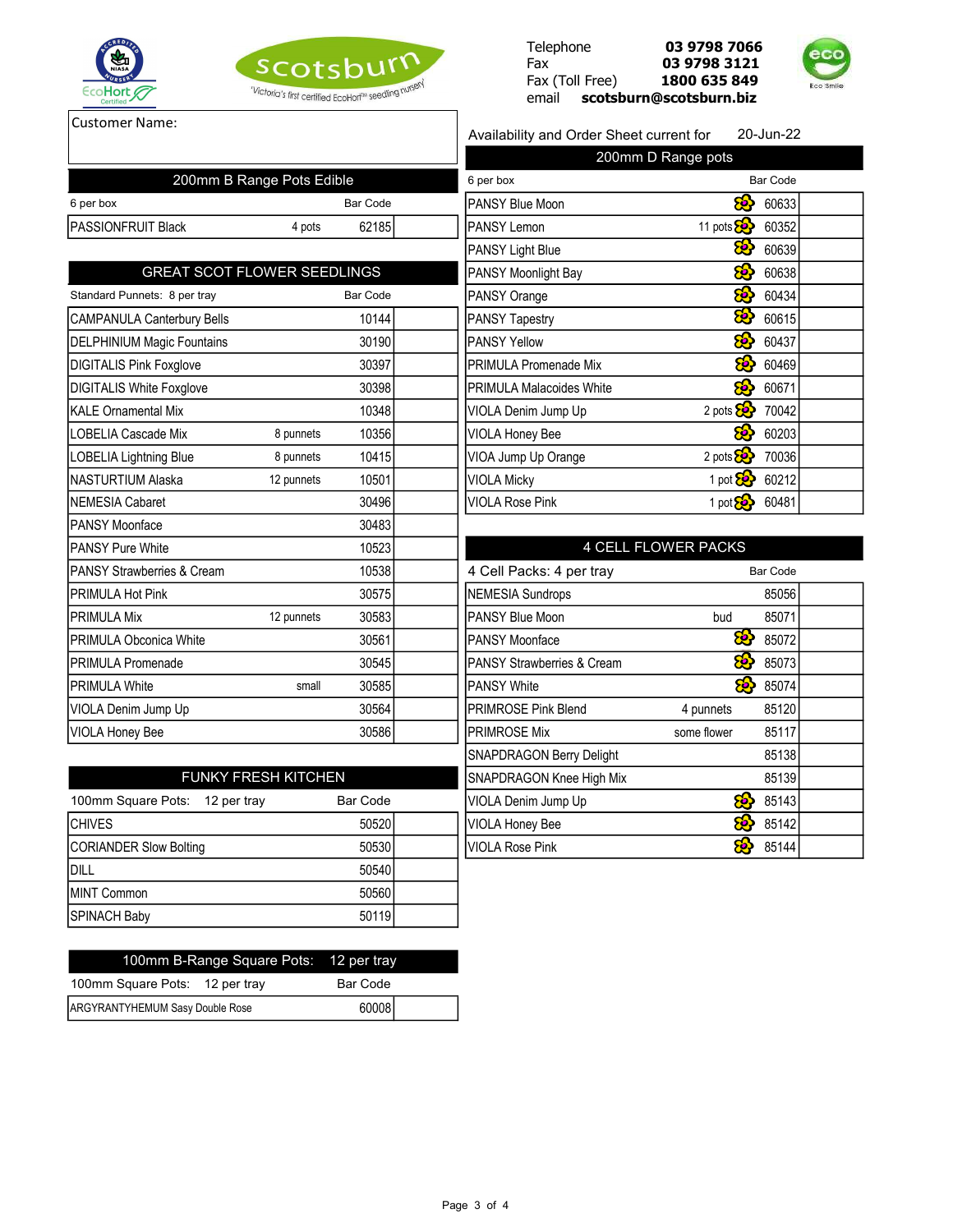Telephone **03 9798 7066**
Fax **03 9798 3121**
Fax (Toll Free) **1800 635 849**
email **scotsburn@scotsburn.biz**

scotsburn — 'Victoria's first certified EcoHort™ seedling nursery'

Customer Name:

Availability and Order Sheet current for 20-Jun-22

## 200mm B Range Pots Edible

| 6 per box | | Bar Code | |
|---|---|---|---|
| PASSIONFRUIT Black | 4 pots | 62185 | |

## GREAT SCOT FLOWER SEEDLINGS

| Standard Punnets: 8 per tray | | Bar Code | |
|---|---|---|---|
| CAMPANULA Canterbury Bells | | 10144 | |
| DELPHINIUM Magic Fountains | | 30190 | |
| DIGITALIS Pink Foxglove | | 30397 | |
| DIGITALIS White Foxglove | | 30398 | |
| KALE Ornamental Mix | | 10348 | |
| LOBELIA Cascade Mix | 8 punnets | 10356 | |
| LOBELIA Lightning Blue | 8 punnets | 10415 | |
| NASTURTIUM Alaska | 12 punnets | 10501 | |
| NEMESIA Cabaret | | 30496 | |
| PANSY Moonface | | 30483 | |
| PANSY Pure White | | 10523 | |
| PANSY Strawberries & Cream | | 10538 | |
| PRIMULA Hot Pink | | 30575 | |
| PRIMULA Mix | 12 punnets | 30583 | |
| PRIMULA Obconica White | | 30561 | |
| PRIMULA Promenade | | 30545 | |
| PRIMULA White | small | 30585 | |
| VIOLA Denim Jump Up | | 30564 | |
| VIOLA Honey Bee | | 30586 | |

## FUNKY FRESH KITCHEN

| 100mm Square Pots: 12 per tray | Bar Code | |
|---|---|---|
| CHIVES | 50520 | |
| CORIANDER Slow Bolting | 50530 | |
| DILL | 50540 | |
| MINT Common | 50560 | |
| SPINACH Baby | 50119 | |

## 100mm B-Range Square Pots: 12 per tray

| 100mm Square Pots: 12 per tray | Bar Code | |
|---|---|---|
| ARGYRANTYHEMUM Sasy Double Rose | 60008 | |

## 200mm D Range pots

| 6 per box | | Bar Code | |
|---|---|---|---|
| PANSY Blue Moon | | 60633 | |
| PANSY Lemon | 11 pots | 60352 | |
| PANSY Light Blue | | 60639 | |
| PANSY Moonlight Bay | | 60638 | |
| PANSY Orange | | 60434 | |
| PANSY Tapestry | | 60615 | |
| PANSY Yellow | | 60437 | |
| PRIMULA Promenade Mix | | 60469 | |
| PRIMULA Malacoides White | | 60671 | |
| VIOLA Denim Jump Up | 2 pots | 70042 | |
| VIOLA Honey Bee | | 60203 | |
| VIOA Jump Up Orange | 2 pots | 70036 | |
| VIOLA Micky | 1 pot | 60212 | |
| VIOLA Rose Pink | 1 pot | 60481 | |

## 4 CELL FLOWER PACKS

| 4 Cell Packs: 4 per tray | | Bar Code | |
|---|---|---|---|
| NEMESIA Sundrops | | 85056 | |
| PANSY Blue Moon | bud | 85071 | |
| PANSY Moonface | | 85072 | |
| PANSY Strawberries & Cream | | 85073 | |
| PANSY White | | 85074 | |
| PRIMROSE Pink Blend | 4 punnets | 85120 | |
| PRIMROSE Mix | some flower | 85117 | |
| SNAPDRAGON Berry Delight | | 85138 | |
| SNAPDRAGON Knee High Mix | | 85139 | |
| VIOLA Denim Jump Up | | 85143 | |
| VIOLA Honey Bee | | 85142 | |
| VIOLA Rose Pink | | 85144 | |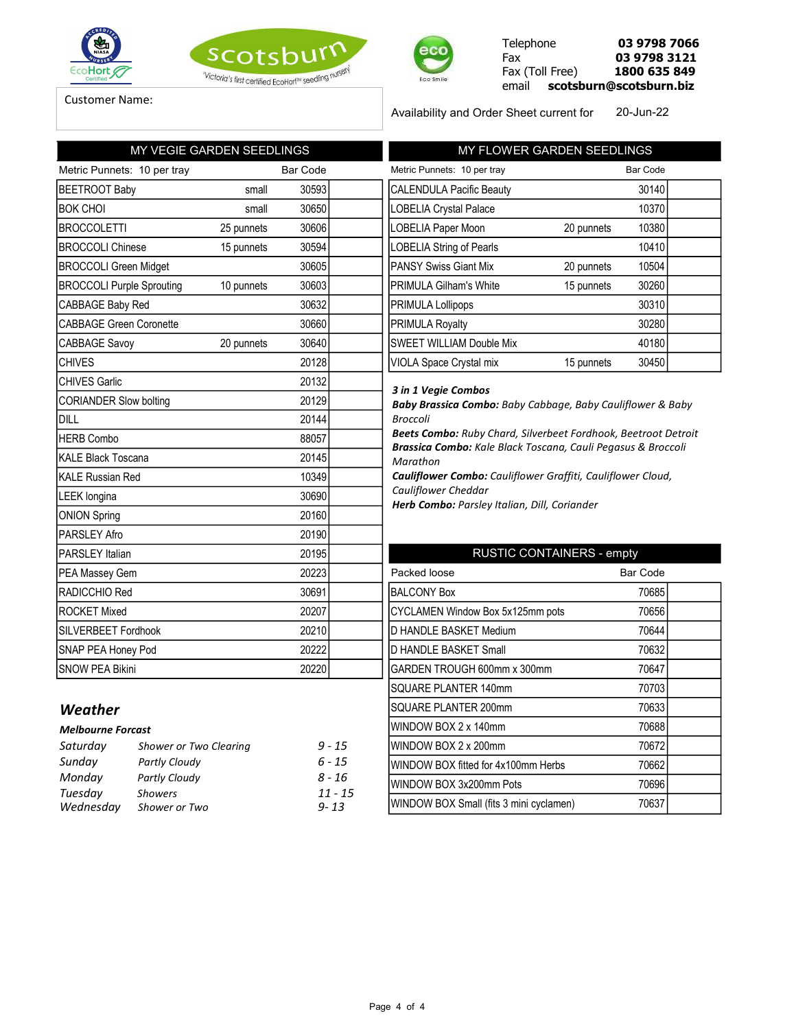scotsburn

"Victoria's first certified EcoHort™ seedling nursery"

| | |
|---|---|
| Telephone | **03 9798 7066** |
| Fax | **03 9798 3121** |
| Fax (Toll Free) | **1800 635 849** |
| email | **scotsburn@scotsburn.biz** |

Customer Name:

Availability and Order Sheet current for 20-Jun-22

## MY VEGIE GARDEN SEEDLINGS

| Metric Punnets: 10 per tray | | Bar Code | |
|---|---|---|---|
| BEETROOT Baby | small | 30593 | |
| BOK CHOI | small | 30650 | |
| BROCCOLETTI | 25 punnets | 30606 | |
| BROCCOLI Chinese | 15 punnets | 30594 | |
| BROCCOLI Green Midget | | 30605 | |
| BROCCOLI Purple Sprouting | 10 punnets | 30603 | |
| CABBAGE Baby Red | | 30632 | |
| CABBAGE Green Coronette | | 30660 | |
| CABBAGE Savoy | 20 punnets | 30640 | |
| CHIVES | | 20128 | |
| CHIVES Garlic | | 20132 | |
| CORIANDER Slow bolting | | 20129 | |
| DILL | | 20144 | |
| HERB Combo | | 88057 | |
| KALE Black Toscana | | 20145 | |
| KALE Russian Red | | 10349 | |
| LEEK longina | | 30690 | |
| ONION Spring | | 20160 | |
| PARSLEY Afro | | 20190 | |
| PARSLEY Italian | | 20195 | |
| PEA Massey Gem | | 20223 | |
| RADICCHIO Red | | 30691 | |
| ROCKET Mixed | | 20207 | |
| SILVERBEET Fordhook | | 20210 | |
| SNAP PEA Honey Pod | | 20222 | |
| SNOW PEA Bikini | | 20220 | |

## MY FLOWER GARDEN SEEDLINGS

| Metric Punnets: 10 per tray | | Bar Code | |
|---|---|---|---|
| CALENDULA Pacific Beauty | | 30140 | |
| LOBELIA Crystal Palace | | 10370 | |
| LOBELIA Paper Moon | 20 punnets | 10380 | |
| LOBELIA String of Pearls | | 10410 | |
| PANSY Swiss Giant Mix | 20 punnets | 10504 | |
| PRIMULA Gilham's White | 15 punnets | 30260 | |
| PRIMULA Lollipops | | 30310 | |
| PRIMULA Royalty | | 30280 | |
| SWEET WILLIAM Double Mix | | 40180 | |
| VIOLA Space Crystal mix | 15 punnets | 30450 | |

***3 in 1 Vegie Combos***

***Baby Brassica Combo:*** *Baby Cabbage, Baby Cauliflower & Baby Broccoli*

***Beets Combo:*** *Ruby Chard, Silverbeet Fordhook, Beetroot Detroit*

***Brassica Combo:*** *Kale Black Toscana, Cauli Pegasus & Broccoli Marathon*

***Cauliflower Combo:*** *Cauliflower Graffiti, Cauliflower Cloud, Cauliflower Cheddar*

***Herb Combo:*** *Parsley Italian, Dill, Coriander*

## RUSTIC CONTAINERS - empty

| Packed loose | Bar Code | |
|---|---|---|
| BALCONY Box | 70685 | |
| CYCLAMEN Window Box 5x125mm pots | 70656 | |
| D HANDLE BASKET Medium | 70644 | |
| D HANDLE BASKET Small | 70632 | |
| GARDEN TROUGH 600mm x 300mm | 70647 | |
| SQUARE PLANTER 140mm | 70703 | |
| SQUARE PLANTER 200mm | 70633 | |
| WINDOW BOX 2 x 140mm | 70688 | |
| WINDOW BOX 2 x 200mm | 70672 | |
| WINDOW BOX fitted for 4x100mm Herbs | 70662 | |
| WINDOW BOX 3x200mm Pots | 70696 | |
| WINDOW BOX Small (fits 3 mini cyclamen) | 70637 | |

## *Weather*

***Melbourne Forcast***

| | | |
|---|---|---|
| *Saturday* | *Shower or Two Clearing* | *9 - 15* |
| *Sunday* | *Partly Cloudy* | *6 - 15* |
| *Monday* | *Partly Cloudy* | *8 - 16* |
| *Tuesday* | *Showers* | *11 - 15* |
| *Wednesday* | *Shower or Two* | *9- 13* |